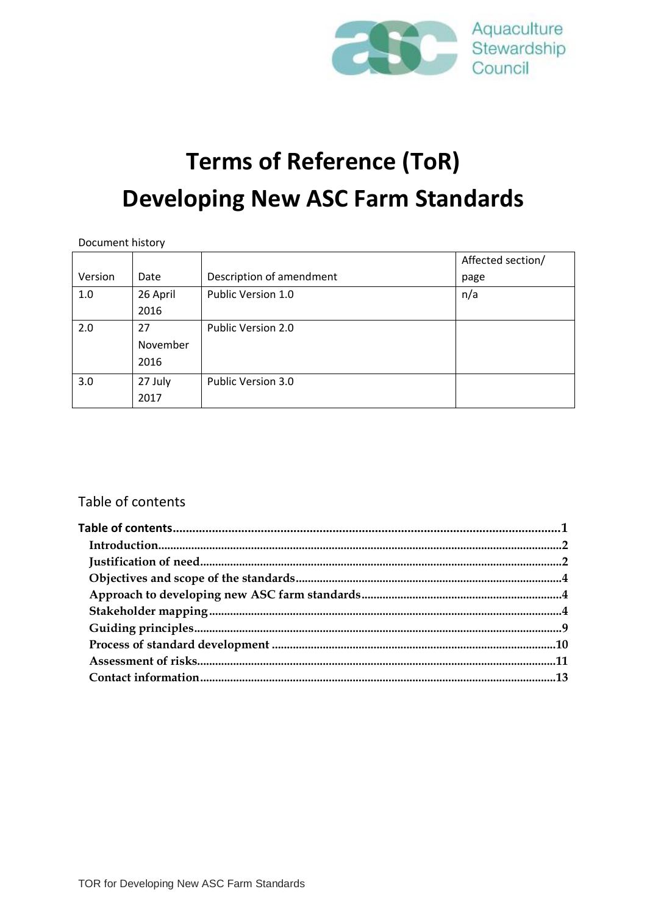Aquaculture Stewardship Council

# Terms of Reference (ToR)
# Developing New ASC Farm Standards

Document history

| Version | Date | Description of amendment | Affected section/ page |
|---|---|---|---|
| 1.0 | 26 April 2016 | Public Version 1.0 | n/a |
| 2.0 | 27 November 2016 | Public Version 2.0 | |
| 3.0 | 27 July 2017 | Public Version 3.0 | |

## Table of contents

**Table of contents** ........................................ 1
- Introduction ........................................ 2
- Justification of need ........................................ 2
- Objectives and scope of the standards ........................................ 4
- Approach to developing new ASC farm standards ........................................ 4
- Stakeholder mapping ........................................ 4
- Guiding principles ........................................ 9
- Process of standard development ........................................ 10
- Assessment of risks ........................................ 11
- Contact information ........................................ 13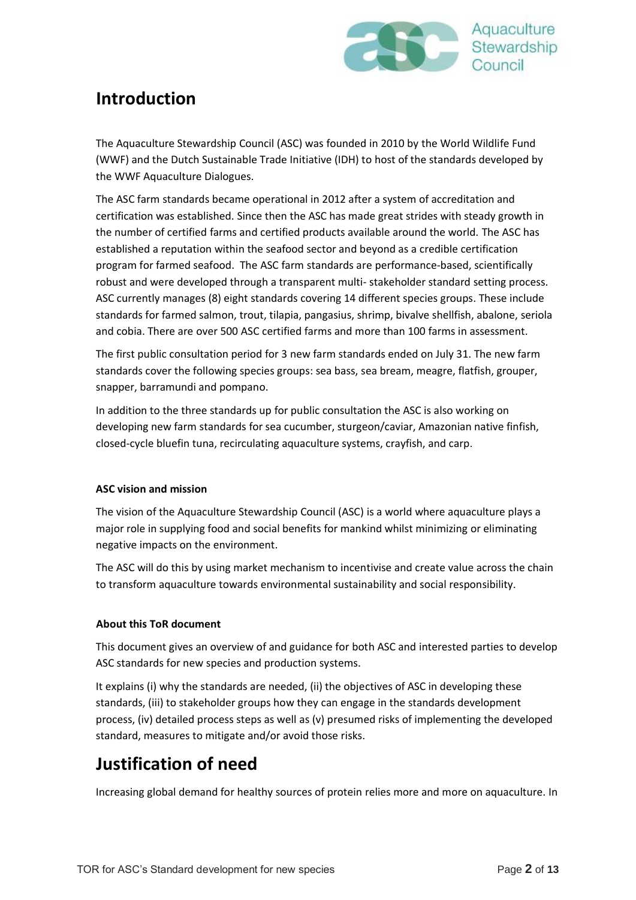# Introduction

The Aquaculture Stewardship Council (ASC) was founded in 2010 by the World Wildlife Fund (WWF) and the Dutch Sustainable Trade Initiative (IDH) to host of the standards developed by the WWF Aquaculture Dialogues.

The ASC farm standards became operational in 2012 after a system of accreditation and certification was established. Since then the ASC has made great strides with steady growth in the number of certified farms and certified products available around the world. The ASC has established a reputation within the seafood sector and beyond as a credible certification program for farmed seafood. The ASC farm standards are performance-based, scientifically robust and were developed through a transparent multi- stakeholder standard setting process. ASC currently manages (8) eight standards covering 14 different species groups. These include standards for farmed salmon, trout, tilapia, pangasius, shrimp, bivalve shellfish, abalone, seriola and cobia. There are over 500 ASC certified farms and more than 100 farms in assessment.

The first public consultation period for 3 new farm standards ended on July 31. The new farm standards cover the following species groups: sea bass, sea bream, meagre, flatfish, grouper, snapper, barramundi and pompano.

In addition to the three standards up for public consultation the ASC is also working on developing new farm standards for sea cucumber, sturgeon/caviar, Amazonian native finfish, closed-cycle bluefin tuna, recirculating aquaculture systems, crayfish, and carp.

### ASC vision and mission

The vision of the Aquaculture Stewardship Council (ASC) is a world where aquaculture plays a major role in supplying food and social benefits for mankind whilst minimizing or eliminating negative impacts on the environment.

The ASC will do this by using market mechanism to incentivise and create value across the chain to transform aquaculture towards environmental sustainability and social responsibility.

### About this ToR document

This document gives an overview of and guidance for both ASC and interested parties to develop ASC standards for new species and production systems.

It explains (i) why the standards are needed, (ii) the objectives of ASC in developing these standards, (iii) to stakeholder groups how they can engage in the standards development process, (iv) detailed process steps as well as (v) presumed risks of implementing the developed standard, measures to mitigate and/or avoid those risks.

# Justification of need

Increasing global demand for healthy sources of protein relies more and more on aquaculture. In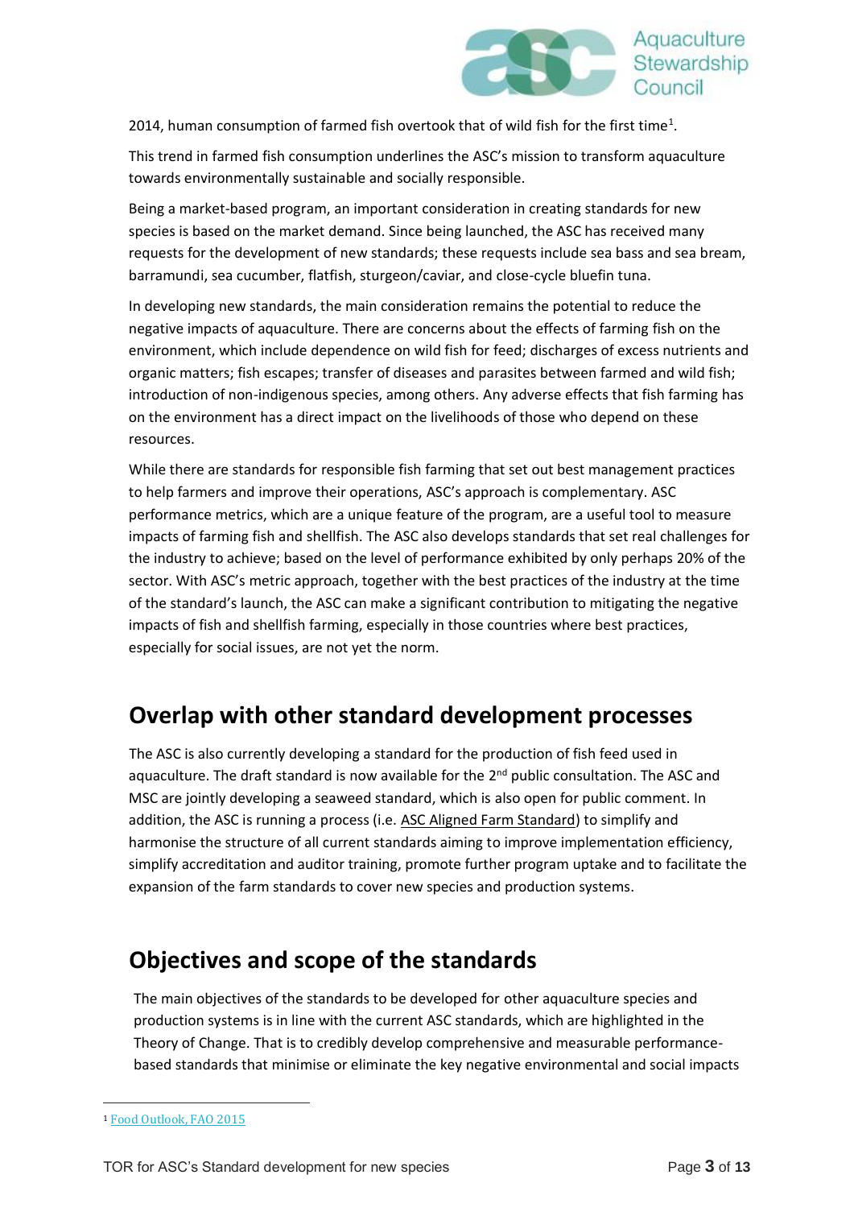2014, human consumption of farmed fish overtook that of wild fish for the first time[1].

This trend in farmed fish consumption underlines the ASC's mission to transform aquaculture towards environmentally sustainable and socially responsible.

Being a market-based program, an important consideration in creating standards for new species is based on the market demand. Since being launched, the ASC has received many requests for the development of new standards; these requests include sea bass and sea bream, barramundi, sea cucumber, flatfish, sturgeon/caviar, and close-cycle bluefin tuna.

In developing new standards, the main consideration remains the potential to reduce the negative impacts of aquaculture. There are concerns about the effects of farming fish on the environment, which include dependence on wild fish for feed; discharges of excess nutrients and organic matters; fish escapes; transfer of diseases and parasites between farmed and wild fish; introduction of non-indigenous species, among others. Any adverse effects that fish farming has on the environment has a direct impact on the livelihoods of those who depend on these resources.

While there are standards for responsible fish farming that set out best management practices to help farmers and improve their operations, ASC's approach is complementary. ASC performance metrics, which are a unique feature of the program, are a useful tool to measure impacts of farming fish and shellfish. The ASC also develops standards that set real challenges for the industry to achieve; based on the level of performance exhibited by only perhaps 20% of the sector. With ASC's metric approach, together with the best practices of the industry at the time of the standard's launch, the ASC can make a significant contribution to mitigating the negative impacts of fish and shellfish farming, especially in those countries where best practices, especially for social issues, are not yet the norm.

## Overlap with other standard development processes

The ASC is also currently developing a standard for the production of fish feed used in aquaculture. The draft standard is now available for the 2nd public consultation. The ASC and MSC are jointly developing a seaweed standard, which is also open for public comment. In addition, the ASC is running a process (i.e. ASC Aligned Farm Standard) to simplify and harmonise the structure of all current standards aiming to improve implementation efficiency, simplify accreditation and auditor training, promote further program uptake and to facilitate the expansion of the farm standards to cover new species and production systems.

## Objectives and scope of the standards

The main objectives of the standards to be developed for other aquaculture species and production systems is in line with the current ASC standards, which are highlighted in the Theory of Change. That is to credibly develop comprehensive and measurable performance-based standards that minimise or eliminate the key negative environmental and social impacts

[1] Food Outlook, FAO 2015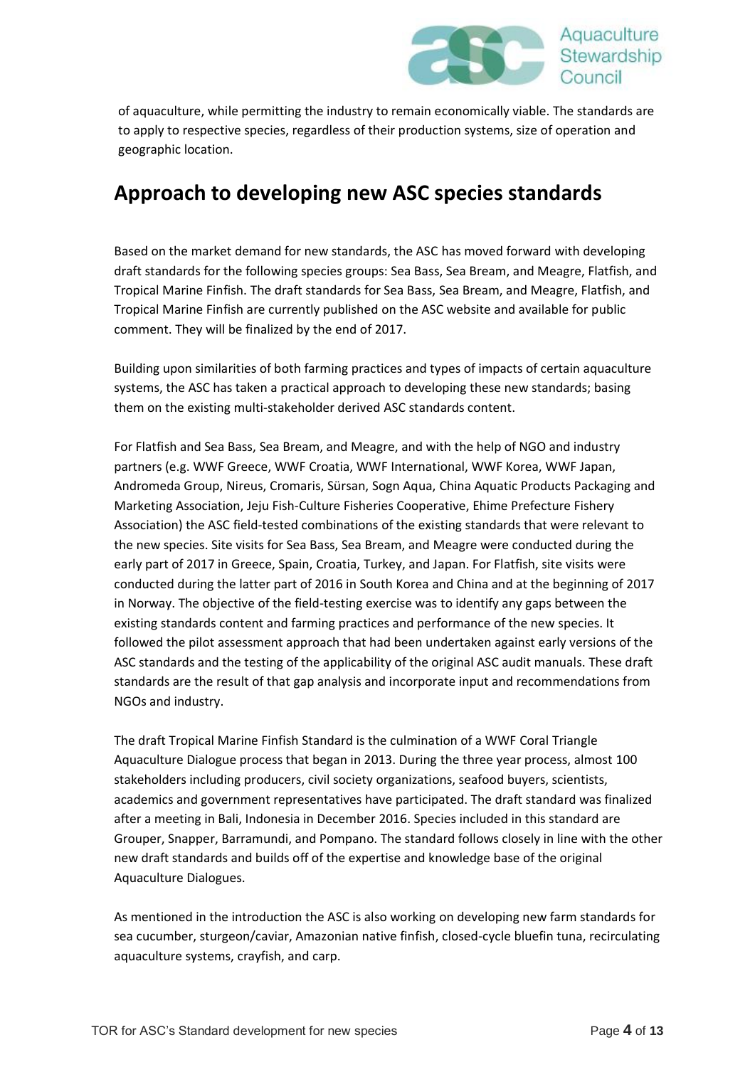of aquaculture, while permitting the industry to remain economically viable. The standards are to apply to respective species, regardless of their production systems, size of operation and geographic location.

## Approach to developing new ASC species standards

Based on the market demand for new standards, the ASC has moved forward with developing draft standards for the following species groups: Sea Bass, Sea Bream, and Meagre, Flatfish, and Tropical Marine Finfish. The draft standards for Sea Bass, Sea Bream, and Meagre, Flatfish, and Tropical Marine Finfish are currently published on the ASC website and available for public comment. They will be finalized by the end of 2017.

Building upon similarities of both farming practices and types of impacts of certain aquaculture systems, the ASC has taken a practical approach to developing these new standards; basing them on the existing multi-stakeholder derived ASC standards content.

For Flatfish and Sea Bass, Sea Bream, and Meagre, and with the help of NGO and industry partners (e.g. WWF Greece, WWF Croatia, WWF International, WWF Korea, WWF Japan, Andromeda Group, Nireus, Cromaris, Sürsan, Sogn Aqua, China Aquatic Products Packaging and Marketing Association, Jeju Fish-Culture Fisheries Cooperative, Ehime Prefecture Fishery Association) the ASC field-tested combinations of the existing standards that were relevant to the new species. Site visits for Sea Bass, Sea Bream, and Meagre were conducted during the early part of 2017 in Greece, Spain, Croatia, Turkey, and Japan. For Flatfish, site visits were conducted during the latter part of 2016 in South Korea and China and at the beginning of 2017 in Norway. The objective of the field-testing exercise was to identify any gaps between the existing standards content and farming practices and performance of the new species. It followed the pilot assessment approach that had been undertaken against early versions of the ASC standards and the testing of the applicability of the original ASC audit manuals. These draft standards are the result of that gap analysis and incorporate input and recommendations from NGOs and industry.

The draft Tropical Marine Finfish Standard is the culmination of a WWF Coral Triangle Aquaculture Dialogue process that began in 2013. During the three year process, almost 100 stakeholders including producers, civil society organizations, seafood buyers, scientists, academics and government representatives have participated. The draft standard was finalized after a meeting in Bali, Indonesia in December 2016. Species included in this standard are Grouper, Snapper, Barramundi, and Pompano. The standard follows closely in line with the other new draft standards and builds off of the expertise and knowledge base of the original Aquaculture Dialogues.

As mentioned in the introduction the ASC is also working on developing new farm standards for sea cucumber, sturgeon/caviar, Amazonian native finfish, closed-cycle bluefin tuna, recirculating aquaculture systems, crayfish, and carp.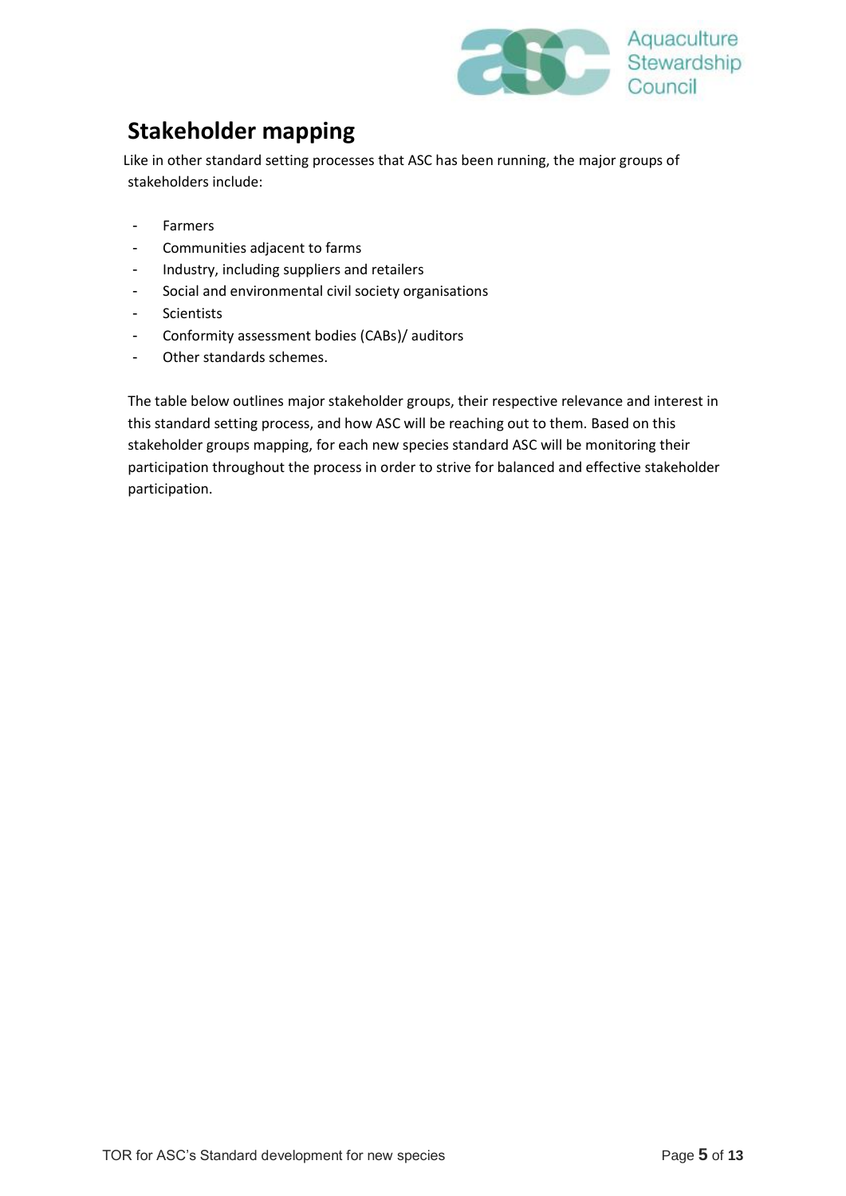## Stakeholder mapping

Like in other standard setting processes that ASC has been running, the major groups of stakeholders include:

- Farmers
- Communities adjacent to farms
- Industry, including suppliers and retailers
- Social and environmental civil society organisations
- Scientists
- Conformity assessment bodies (CABs)/ auditors
- Other standards schemes.

The table below outlines major stakeholder groups, their respective relevance and interest in this standard setting process, and how ASC will be reaching out to them. Based on this stakeholder groups mapping, for each new species standard ASC will be monitoring their participation throughout the process in order to strive for balanced and effective stakeholder participation.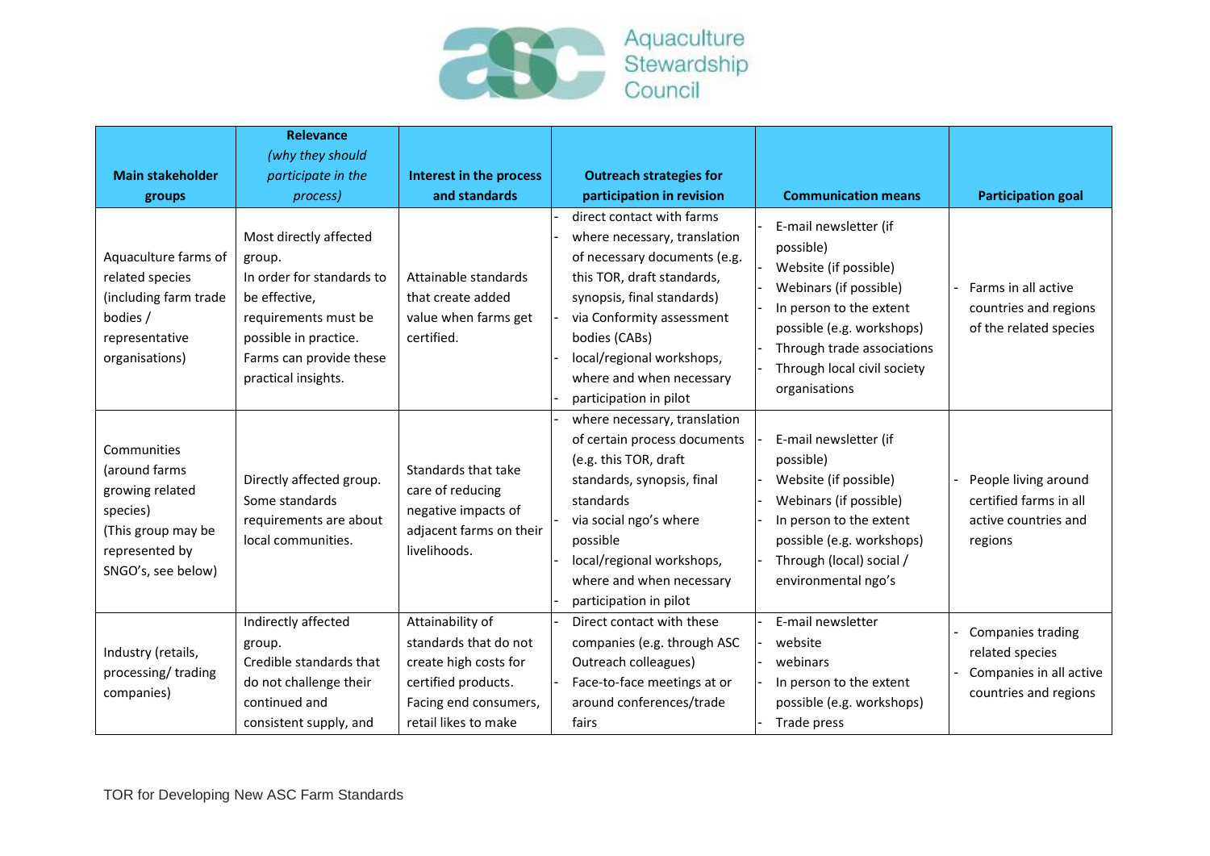| Main stakeholder groups | **Relevance** *(why they should participate in the process)* | Interest in the process and standards | Outreach strategies for participation in revision | Communication means | Participation goal |
|---|---|---|---|---|---|
| Aquaculture farms of related species (including farm trade bodies / representative organisations) | Most directly affected group. In order for standards to be effective, requirements must be possible in practice. Farms can provide these practical insights. | Attainable standards that create added value when farms get certified. | - direct contact with farms<br>- where necessary, translation of necessary documents (e.g. this TOR, draft standards, synopsis, final standards)<br>- via Conformity assessment bodies (CABs)<br>- local/regional workshops, where and when necessary<br>- participation in pilot | - E-mail newsletter (if possible)<br>- Website (if possible)<br>- Webinars (if possible)<br>- In person to the extent possible (e.g. workshops)<br>- Through trade associations<br>- Through local civil society organisations | - Farms in all active countries and regions of the related species |
| Communities (around farms growing related species) (This group may be represented by SNGO's, see below) | Directly affected group. Some standards requirements are about local communities. | Standards that take care of reducing negative impacts of adjacent farms on their livelihoods. | - where necessary, translation of certain process documents (e.g. this TOR, draft standards, synopsis, final standards<br>- via social ngo's where possible<br>- local/regional workshops, where and when necessary<br>- participation in pilot | - E-mail newsletter (if possible)<br>- Website (if possible)<br>- Webinars (if possible)<br>- In person to the extent possible (e.g. workshops)<br>- Through (local) social / environmental ngo's | - People living around certified farms in all active countries and regions |
| Industry (retails, processing/ trading companies) | Indirectly affected group. Credible standards that do not challenge their continued and consistent supply, and | Attainability of standards that do not create high costs for certified products. Facing end consumers, retail likes to make | - Direct contact with these companies (e.g. through ASC Outreach colleagues)<br>- Face-to-face meetings at or around conferences/trade fairs | - E-mail newsletter<br>- website<br>- webinars<br>- In person to the extent possible (e.g. workshops)<br>- Trade press | - Companies trading related species<br>- Companies in all active countries and regions |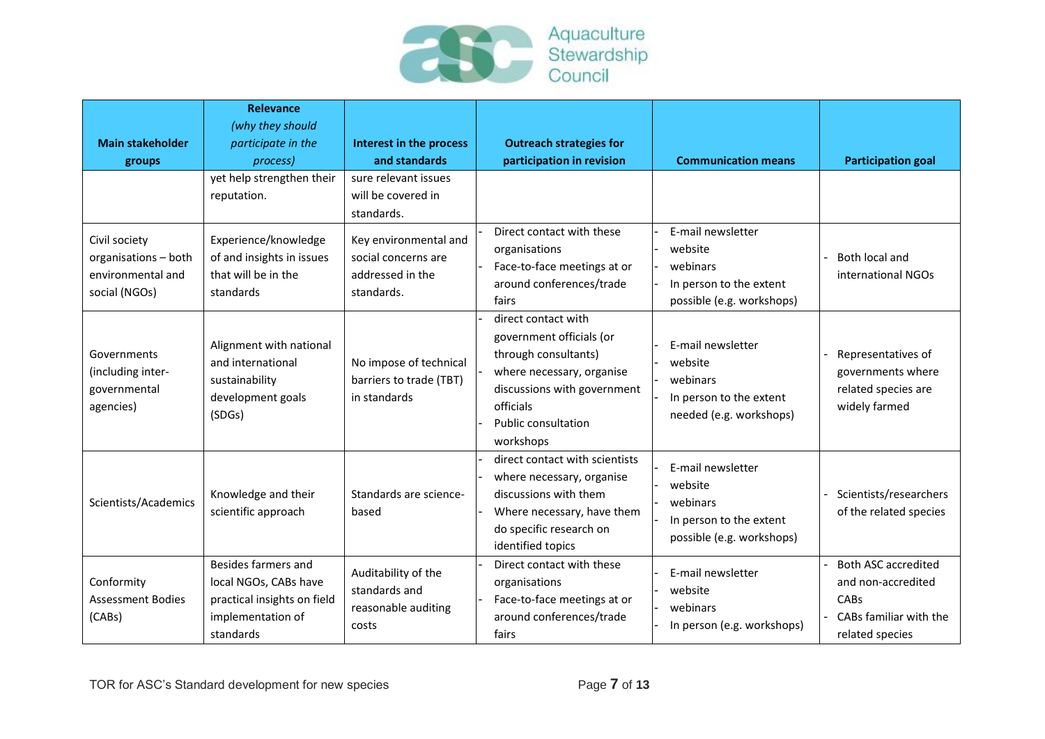| Main stakeholder groups | Relevance *(why they should participate in the process)* | Interest in the process and standards | Outreach strategies for participation in revision | Communication means | Participation goal |
|---|---|---|---|---|---|
| | yet help strengthen their reputation. | sure relevant issues will be covered in standards. | | | |
| Civil society organisations – both environmental and social (NGOs) | Experience/knowledge of and insights in issues that will be in the standards | Key environmental and social concerns are addressed in the standards. | - Direct contact with these organisations<br>- Face-to-face meetings at or around conferences/trade fairs | - E-mail newsletter<br>- website<br>- webinars<br>- In person to the extent possible (e.g. workshops) | - Both local and international NGOs |
| Governments (including inter-governmental agencies) | Alignment with national and international sustainability development goals (SDGs) | No impose of technical barriers to trade (TBT) in standards | - direct contact with government officials (or through consultants)<br>- where necessary, organise discussions with government officials<br>- Public consultation workshops | - E-mail newsletter<br>- website<br>- webinars<br>- In person to the extent needed (e.g. workshops) | - Representatives of governments where related species are widely farmed |
| Scientists/Academics | Knowledge and their scientific approach | Standards are science-based | - direct contact with scientists<br>- where necessary, organise discussions with them<br>- Where necessary, have them do specific research on identified topics | - E-mail newsletter<br>- website<br>- webinars<br>- In person to the extent possible (e.g. workshops) | - Scientists/researchers of the related species |
| Conformity Assessment Bodies (CABs) | Besides farmers and local NGOs, CABs have practical insights on field implementation of standards | Auditability of the standards and reasonable auditing costs | - Direct contact with these organisations<br>- Face-to-face meetings at or around conferences/trade fairs | - E-mail newsletter<br>- website<br>- webinars<br>- In person (e.g. workshops) | - Both ASC accredited and non-accredited CABs<br>- CABs familiar with the related species |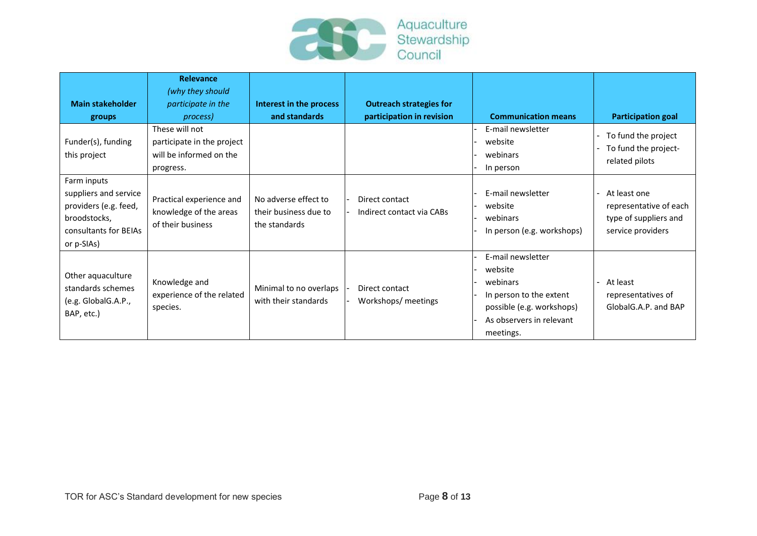| Main stakeholder groups | Relevance *(why they should participate in the process)* | Interest in the process and standards | Outreach strategies for participation in revision | Communication means | Participation goal |
|---|---|---|---|---|---|
| Funder(s), funding this project | These will not participate in the project will be informed on the progress. | | | - E-mail newsletter<br>- website<br>- webinars<br>- In person | - To fund the project<br>- To fund the project-related pilots |
| Farm inputs suppliers and service providers (e.g. feed, broodstocks, consultants for BEIAs or p-SIAs) | Practical experience and knowledge of the areas of their business | No adverse effect to their business due to the standards | - Direct contact<br>- Indirect contact via CABs | - E-mail newsletter<br>- website<br>- webinars<br>- In person (e.g. workshops) | - At least one representative of each type of suppliers and service providers |
| Other aquaculture standards schemes (e.g. GlobalG.A.P., BAP, etc.) | Knowledge and experience of the related species. | Minimal to no overlaps with their standards | - Direct contact<br>- Workshops/ meetings | - E-mail newsletter<br>- website<br>- webinars<br>- In person to the extent possible (e.g. workshops)<br>- As observers in relevant meetings. | - At least representatives of GlobalG.A.P. and BAP |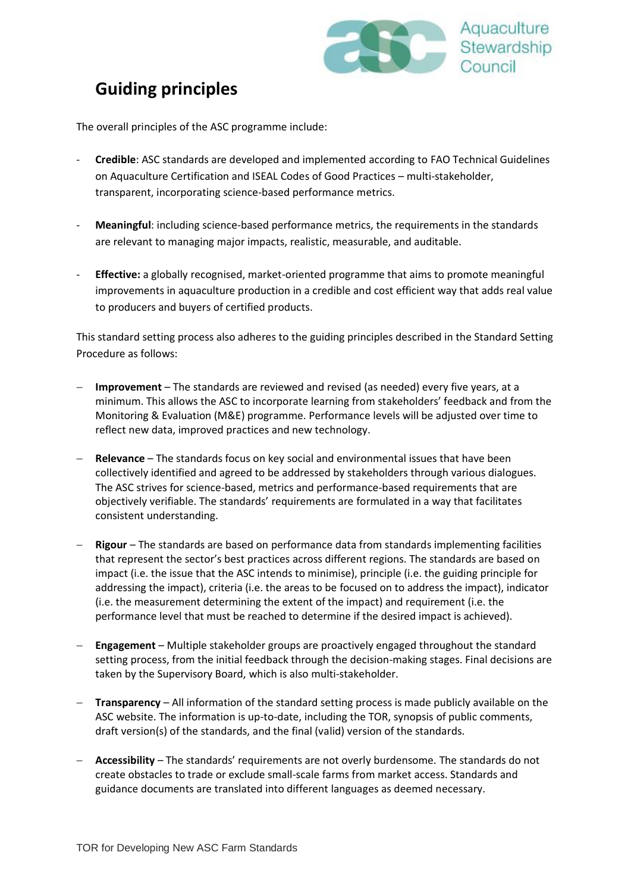## Guiding principles

The overall principles of the ASC programme include:

- **Credible**: ASC standards are developed and implemented according to FAO Technical Guidelines on Aquaculture Certification and ISEAL Codes of Good Practices – multi-stakeholder, transparent, incorporating science-based performance metrics.

- **Meaningful**: including science-based performance metrics, the requirements in the standards are relevant to managing major impacts, realistic, measurable, and auditable.

- **Effective:** a globally recognised, market-oriented programme that aims to promote meaningful improvements in aquaculture production in a credible and cost efficient way that adds real value to producers and buyers of certified products.

This standard setting process also adheres to the guiding principles described in the Standard Setting Procedure as follows:

- **Improvement** – The standards are reviewed and revised (as needed) every five years, at a minimum. This allows the ASC to incorporate learning from stakeholders' feedback and from the Monitoring & Evaluation (M&E) programme. Performance levels will be adjusted over time to reflect new data, improved practices and new technology.

- **Relevance** – The standards focus on key social and environmental issues that have been collectively identified and agreed to be addressed by stakeholders through various dialogues. The ASC strives for science-based, metrics and performance-based requirements that are objectively verifiable. The standards' requirements are formulated in a way that facilitates consistent understanding.

- **Rigour** – The standards are based on performance data from standards implementing facilities that represent the sector's best practices across different regions. The standards are based on impact (i.e. the issue that the ASC intends to minimise), principle (i.e. the guiding principle for addressing the impact), criteria (i.e. the areas to be focused on to address the impact), indicator (i.e. the measurement determining the extent of the impact) and requirement (i.e. the performance level that must be reached to determine if the desired impact is achieved).

- **Engagement** – Multiple stakeholder groups are proactively engaged throughout the standard setting process, from the initial feedback through the decision-making stages. Final decisions are taken by the Supervisory Board, which is also multi-stakeholder.

- **Transparency** – All information of the standard setting process is made publicly available on the ASC website. The information is up-to-date, including the TOR, synopsis of public comments, draft version(s) of the standards, and the final (valid) version of the standards.

- **Accessibility** – The standards' requirements are not overly burdensome. The standards do not create obstacles to trade or exclude small-scale farms from market access. Standards and guidance documents are translated into different languages as deemed necessary.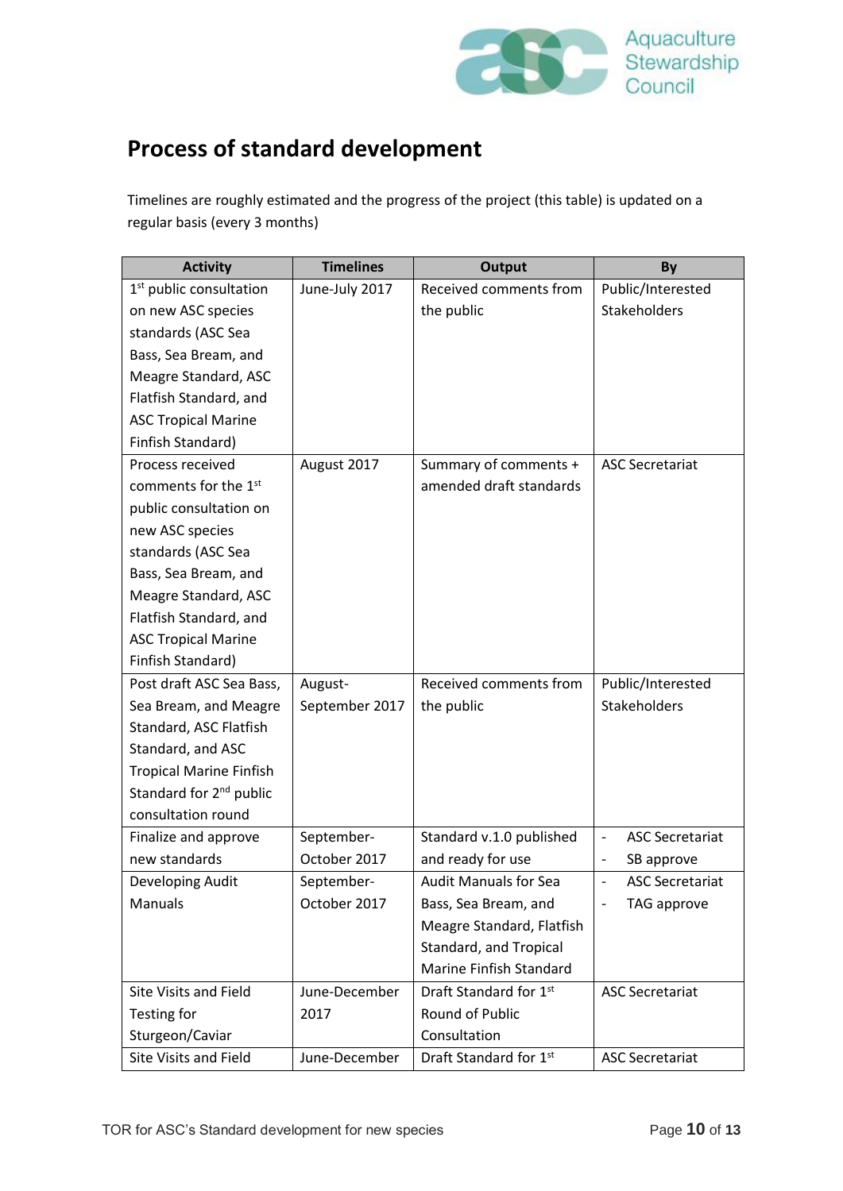## Process of standard development

Timelines are roughly estimated and the progress of the project (this table) is updated on a regular basis (every 3 months)

| Activity | Timelines | Output | By |
|---|---|---|---|
| 1st public consultation on new ASC species standards (ASC Sea Bass, Sea Bream, and Meagre Standard, ASC Flatfish Standard, and ASC Tropical Marine Finfish Standard) | June-July 2017 | Received comments from the public | Public/Interested Stakeholders |
| Process received comments for the 1st public consultation on new ASC species standards (ASC Sea Bass, Sea Bream, and Meagre Standard, ASC Flatfish Standard, and ASC Tropical Marine Finfish Standard) | August 2017 | Summary of comments + amended draft standards | ASC Secretariat |
| Post draft ASC Sea Bass, Sea Bream, and Meagre Standard, ASC Flatfish Standard, and ASC Tropical Marine Finfish Standard for 2nd public consultation round | August-September 2017 | Received comments from the public | Public/Interested Stakeholders |
| Finalize and approve new standards | September-October 2017 | Standard v.1.0 published and ready for use | - ASC Secretariat<br>- SB approve |
| Developing Audit Manuals | September-October 2017 | Audit Manuals for Sea Bass, Sea Bream, and Meagre Standard, Flatfish Standard, and Tropical Marine Finfish Standard | - ASC Secretariat<br>- TAG approve |
| Site Visits and Field Testing for Sturgeon/Caviar | June-December 2017 | Draft Standard for 1st Round of Public Consultation | ASC Secretariat |
| Site Visits and Field | June-December | Draft Standard for 1st | ASC Secretariat |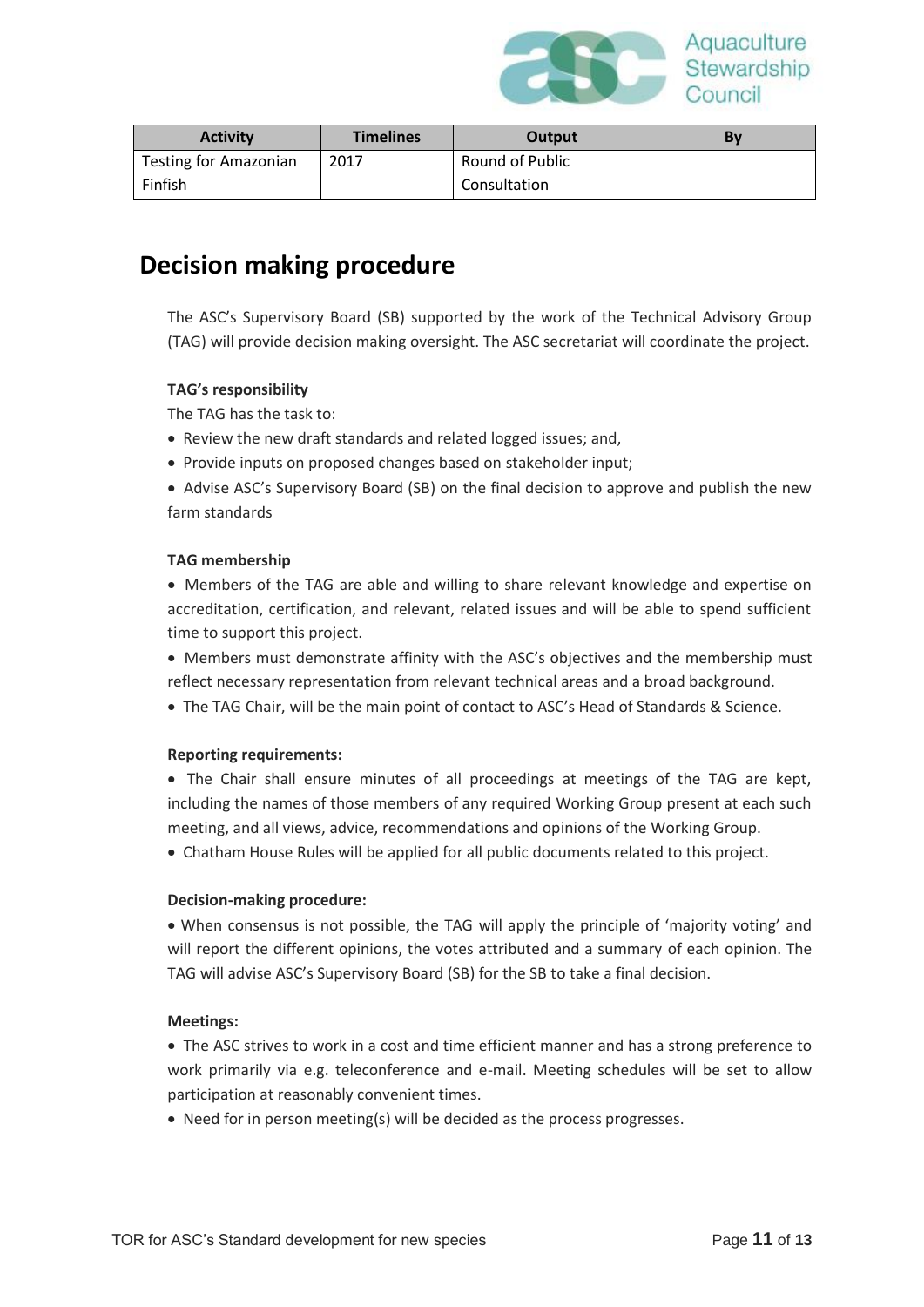| Activity | Timelines | Output | By |
| --- | --- | --- | --- |
| Testing for Amazonian Finfish | 2017 | Round of Public Consultation | |

## Decision making procedure

The ASC's Supervisory Board (SB) supported by the work of the Technical Advisory Group (TAG) will provide decision making oversight. The ASC secretariat will coordinate the project.

**TAG's responsibility**

The TAG has the task to:

- Review the new draft standards and related logged issues; and,
- Provide inputs on proposed changes based on stakeholder input;
- Advise ASC's Supervisory Board (SB) on the final decision to approve and publish the new farm standards

**TAG membership**

- Members of the TAG are able and willing to share relevant knowledge and expertise on accreditation, certification, and relevant, related issues and will be able to spend sufficient time to support this project.
- Members must demonstrate affinity with the ASC's objectives and the membership must reflect necessary representation from relevant technical areas and a broad background.
- The TAG Chair, will be the main point of contact to ASC's Head of Standards & Science.

**Reporting requirements:**

- The Chair shall ensure minutes of all proceedings at meetings of the TAG are kept, including the names of those members of any required Working Group present at each such meeting, and all views, advice, recommendations and opinions of the Working Group.
- Chatham House Rules will be applied for all public documents related to this project.

**Decision-making procedure:**

- When consensus is not possible, the TAG will apply the principle of 'majority voting' and will report the different opinions, the votes attributed and a summary of each opinion. The TAG will advise ASC's Supervisory Board (SB) for the SB to take a final decision.

**Meetings:**

- The ASC strives to work in a cost and time efficient manner and has a strong preference to work primarily via e.g. teleconference and e-mail. Meeting schedules will be set to allow participation at reasonably convenient times.
- Need for in person meeting(s) will be decided as the process progresses.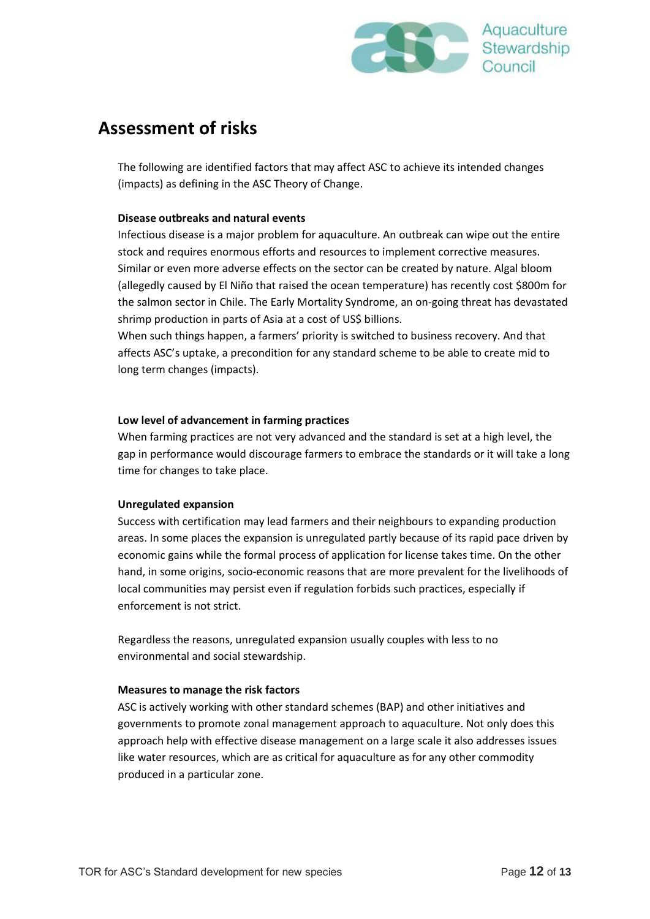## Assessment of risks

The following are identified factors that may affect ASC to achieve its intended changes (impacts) as defining in the ASC Theory of Change.

**Disease outbreaks and natural events**

Infectious disease is a major problem for aquaculture. An outbreak can wipe out the entire stock and requires enormous efforts and resources to implement corrective measures. Similar or even more adverse effects on the sector can be created by nature. Algal bloom (allegedly caused by El Niño that raised the ocean temperature) has recently cost $800m for the salmon sector in Chile. The Early Mortality Syndrome, an on-going threat has devastated shrimp production in parts of Asia at a cost of US$ billions.

When such things happen, a farmers' priority is switched to business recovery. And that affects ASC's uptake, a precondition for any standard scheme to be able to create mid to long term changes (impacts).

**Low level of advancement in farming practices**

When farming practices are not very advanced and the standard is set at a high level, the gap in performance would discourage farmers to embrace the standards or it will take a long time for changes to take place.

**Unregulated expansion**

Success with certification may lead farmers and their neighbours to expanding production areas. In some places the expansion is unregulated partly because of its rapid pace driven by economic gains while the formal process of application for license takes time. On the other hand, in some origins, socio-economic reasons that are more prevalent for the livelihoods of local communities may persist even if regulation forbids such practices, especially if enforcement is not strict.

Regardless the reasons, unregulated expansion usually couples with less to no environmental and social stewardship.

**Measures to manage the risk factors**

ASC is actively working with other standard schemes (BAP) and other initiatives and governments to promote zonal management approach to aquaculture. Not only does this approach help with effective disease management on a large scale it also addresses issues like water resources, which are as critical for aquaculture as for any other commodity produced in a particular zone.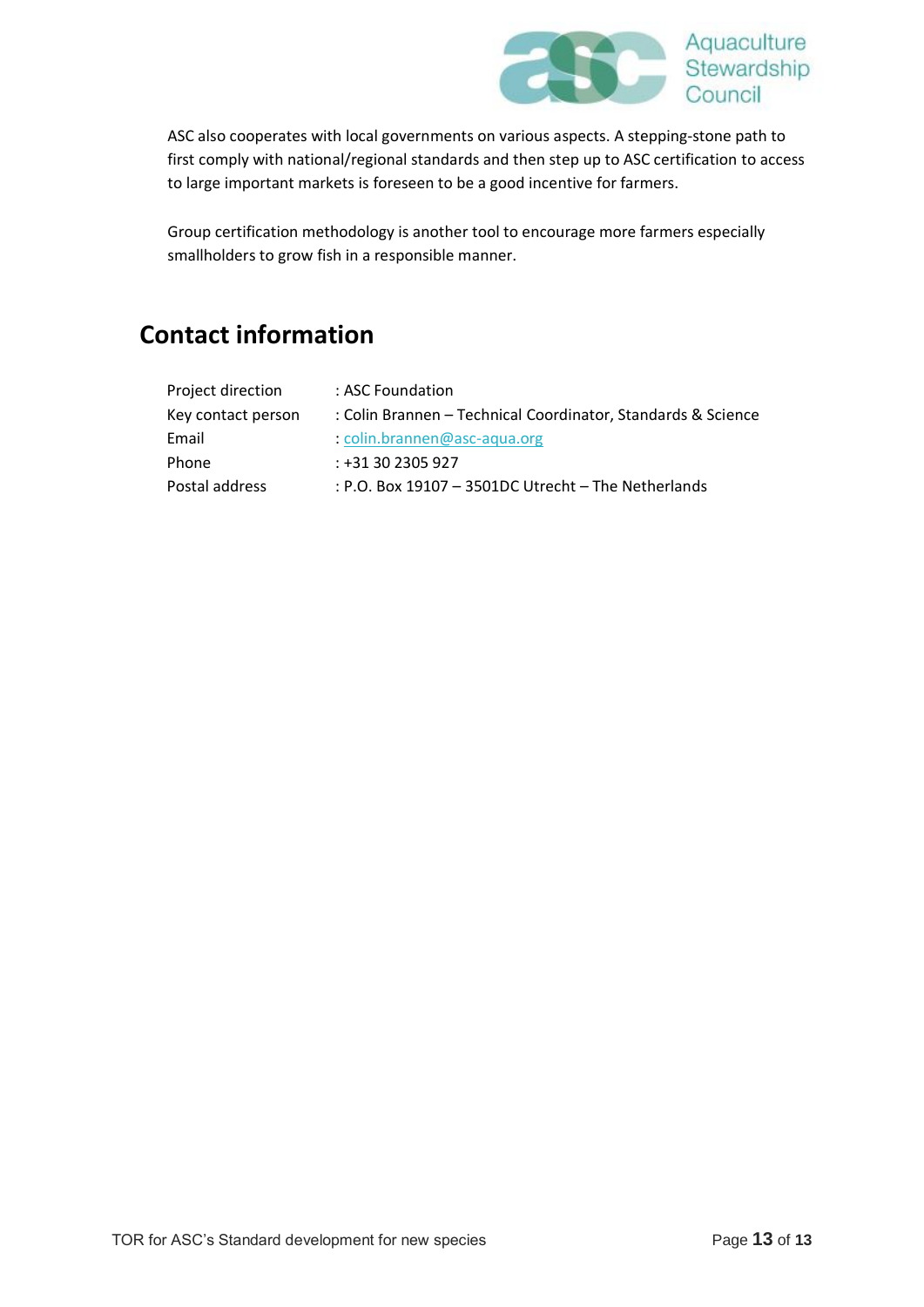ASC also cooperates with local governments on various aspects. A stepping-stone path to first comply with national/regional standards and then step up to ASC certification to access to large important markets is foreseen to be a good incentive for farmers.

Group certification methodology is another tool to encourage more farmers especially smallholders to grow fish in a responsible manner.

## Contact information

| | |
|---|---|
| Project direction | : ASC Foundation |
| Key contact person | : Colin Brannen – Technical Coordinator, Standards & Science |
| Email | : colin.brannen@asc-aqua.org |
| Phone | : +31 30 2305 927 |
| Postal address | : P.O. Box 19107 – 3501DC Utrecht – The Netherlands |